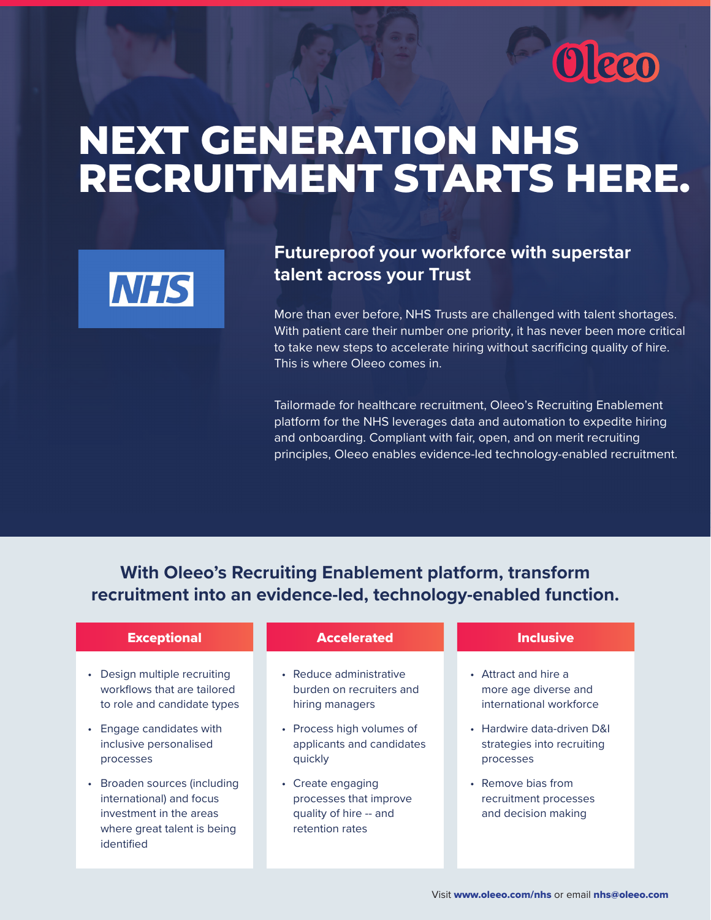Oleeo

# NEXT GENERATION NHS RECRUITMENT STARTS HERE.

NHS

## Futureproof your workforce with superstar talent across your Trust

More than ever before, NHS Trusts are challenged with talent shortages. With patient care their number one priority, it has never been more critical to take new steps to accelerate hiring without sacrificing quality of hire. This is where Oleeo comes in.

Tailormade for healthcare recruitment, Oleeo's Recruiting Enablement platform for the NHS leverages data and automation to expedite hiring and onboarding. Compliant with fair, open, and on merit recruiting principles, Oleeo enables evidence-led technology-enabled recruitment.

## With Oleeo's Recruiting Enablement platform, transform recruitment into an evidence-led, technology-enabled function.

### Exceptional

- Design multiple recruiting workflows that are tailored to role and candidate types
- Engage candidates with inclusive personalised processes
- Broaden sources (including international) and focus investment in the areas where great talent is being identified

### Accelerated

- Reduce administrative burden on recruiters and hiring managers
- Process high volumes of applicants and candidates quickly
- Create engaging processes that improve quality of hire -- and retention rates

### Inclusive

- Attract and hire a more age diverse and international workforce
- Hardwire data-driven D&I strategies into recruiting processes
- Remove bias from recruitment processes and decision making

Visit **www.oleeo.com/nhs** or email **nhs@oleeo.com**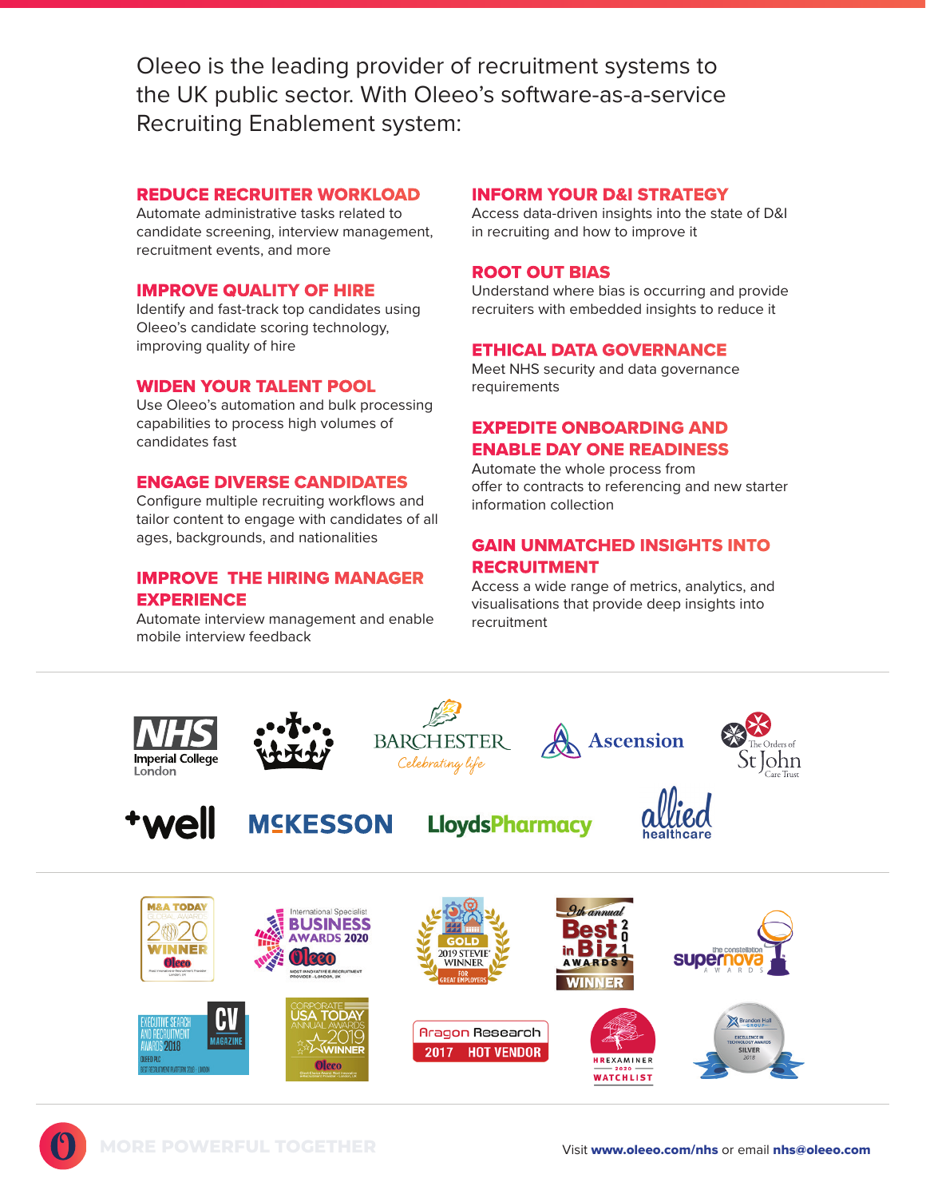Oleeo is the leading provider of recruitment systems to the UK public sector. With Oleeo's software-as-a-service Recruiting Enablement system:

## REDUCE RECRUITER WORKLOAD

Automate administrative tasks related to candidate screening, interview management, recruitment events, and more

## IMPROVE QUALITY OF HIRE

Identify and fast-track top candidates using Oleeo's candidate scoring technology, improving quality of hire

## WIDEN YOUR TALENT POOL

Use Oleeo's automation and bulk processing capabilities to process high volumes of candidates fast

## ENGAGE DIVERSE CANDIDATES

Configure multiple recruiting workflows and tailor content to engage with candidates of all ages, backgrounds, and nationalities

## IMPROVE THE HIRING MANAGER EXPERIENCE

Automate interview management and enable mobile interview feedback

## INFORM YOUR D&I STRATEGY

Access data-driven insights into the state of D&I in recruiting and how to improve it

## ROOT OUT BIAS

Understand where bias is occurring and provide recruiters with embedded insights to reduce it

## ETHICAL DATA GOVERNANCE

Meet NHS security and data governance requirements

## EXPEDITE ONBOARDING AND ENABLE DAY ONE READINESS

Automate the whole process from offer to contracts to referencing and new starter information collection

## GAIN UNMATCHED INSIGHTS INTO RECRUITMENT

Access a wide range of metrics, analytics, and visualisations that provide deep insights into recruitment

MORE POWERFUL TOGETHER

Visit **www.oleeo.com/nhs** or email **nhs@oleeo.com**